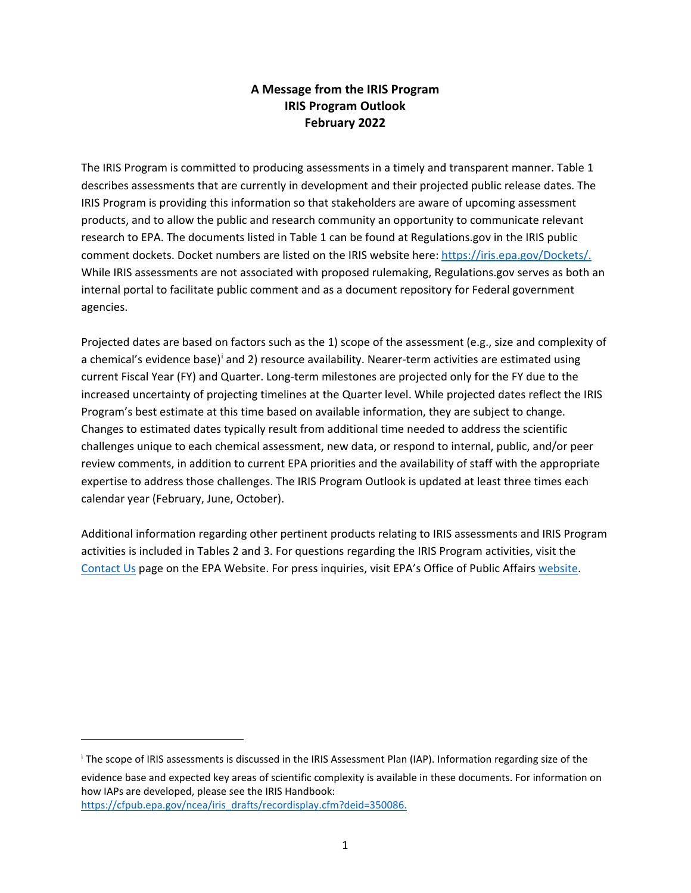# A Message from the IRIS Program
## IRIS Program Outlook
## February 2022

The IRIS Program is committed to producing assessments in a timely and transparent manner. Table 1 describes assessments that are currently in development and their projected public release dates. The IRIS Program is providing this information so that stakeholders are aware of upcoming assessment products, and to allow the public and research community an opportunity to communicate relevant research to EPA. The documents listed in Table 1 can be found at Regulations.gov in the IRIS public comment dockets. Docket numbers are listed on the IRIS website here: [https://iris.epa.gov/Dockets/.](https://iris.epa.gov/Dockets/) While IRIS assessments are not associated with proposed rulemaking, Regulations.gov serves as both an internal portal to facilitate public comment and as a document repository for Federal government agencies.

Projected dates are based on factors such as the 1) scope of the assessment (e.g., size and complexity of a chemical's evidence base)[i] and 2) resource availability. Nearer-term activities are estimated using current Fiscal Year (FY) and Quarter. Long-term milestones are projected only for the FY due to the increased uncertainty of projecting timelines at the Quarter level. While projected dates reflect the IRIS Program's best estimate at this time based on available information, they are subject to change. Changes to estimated dates typically result from additional time needed to address the scientific challenges unique to each chemical assessment, new data, or respond to internal, public, and/or peer review comments, in addition to current EPA priorities and the availability of staff with the appropriate expertise to address those challenges. The IRIS Program Outlook is updated at least three times each calendar year (February, June, October).

Additional information regarding other pertinent products relating to IRIS assessments and IRIS Program activities is included in Tables 2 and 3. For questions regarding the IRIS Program activities, visit the [Contact Us](#) page on the EPA Website. For press inquiries, visit EPA's Office of Public Affairs [website](#).

---

[i] The scope of IRIS assessments is discussed in the IRIS Assessment Plan (IAP). Information regarding size of the evidence base and expected key areas of scientific complexity is available in these documents. For information on how IAPs are developed, please see the IRIS Handbook: [https://cfpub.epa.gov/ncea/iris_drafts/recordisplay.cfm?deid=350086.](https://cfpub.epa.gov/ncea/iris_drafts/recordisplay.cfm?deid=350086)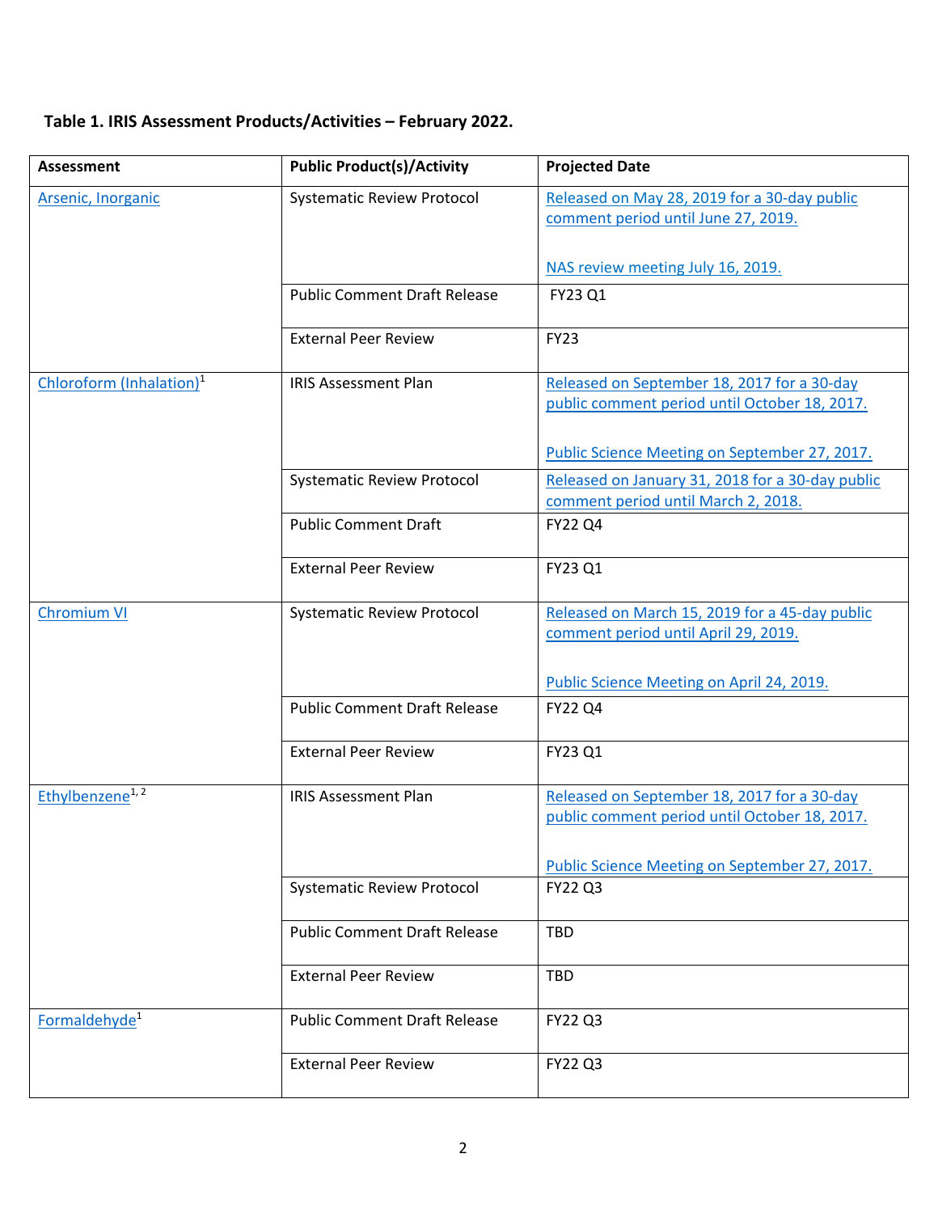**Table 1. IRIS Assessment Products/Activities – February 2022.**

| Assessment | Public Product(s)/Activity | Projected Date |
|---|---|---|
| Arsenic, Inorganic | Systematic Review Protocol | Released on May 28, 2019 for a 30-day public comment period until June 27, 2019. NAS review meeting July 16, 2019. |
| | Public Comment Draft Release | FY23 Q1 |
| | External Peer Review | FY23 |
| Chloroform (Inhalation)[1] | IRIS Assessment Plan | Released on September 18, 2017 for a 30-day public comment period until October 18, 2017. Public Science Meeting on September 27, 2017. |
| | Systematic Review Protocol | Released on January 31, 2018 for a 30-day public comment period until March 2, 2018. |
| | Public Comment Draft | FY22 Q4 |
| | External Peer Review | FY23 Q1 |
| Chromium VI | Systematic Review Protocol | Released on March 15, 2019 for a 45-day public comment period until April 29, 2019. Public Science Meeting on April 24, 2019. |
| | Public Comment Draft Release | FY22 Q4 |
| | External Peer Review | FY23 Q1 |
| Ethylbenzene[1, 2] | IRIS Assessment Plan | Released on September 18, 2017 for a 30-day public comment period until October 18, 2017. Public Science Meeting on September 27, 2017. |
| | Systematic Review Protocol | FY22 Q3 |
| | Public Comment Draft Release | TBD |
| | External Peer Review | TBD |
| Formaldehyde[1] | Public Comment Draft Release | FY22 Q3 |
| | External Peer Review | FY22 Q3 |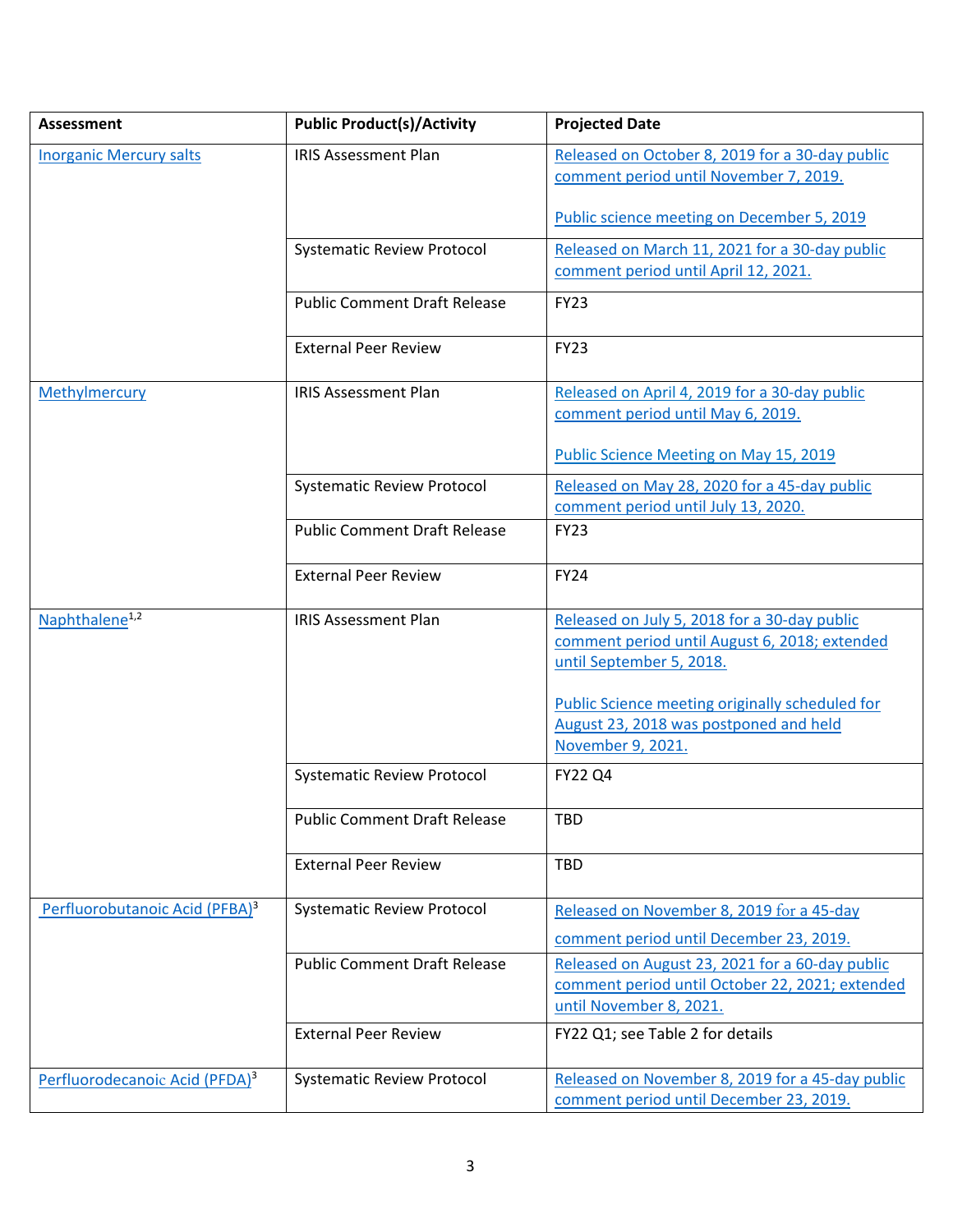| Assessment | Public Product(s)/Activity | Projected Date |
|---|---|---|
| Inorganic Mercury salts | IRIS Assessment Plan | Released on October 8, 2019 for a 30-day public comment period until November 7, 2019.<br><br>Public science meeting on December 5, 2019 |
| | Systematic Review Protocol | Released on March 11, 2021 for a 30-day public comment period until April 12, 2021. |
| | Public Comment Draft Release | FY23 |
| | External Peer Review | FY23 |
| Methylmercury | IRIS Assessment Plan | Released on April 4, 2019 for a 30-day public comment period until May 6, 2019.<br><br>Public Science Meeting on May 15, 2019 |
| | Systematic Review Protocol | Released on May 28, 2020 for a 45-day public comment period until July 13, 2020. |
| | Public Comment Draft Release | FY23 |
| | External Peer Review | FY24 |
| Naphthalene[1,2] | IRIS Assessment Plan | Released on July 5, 2018 for a 30-day public comment period until August 6, 2018; extended until September 5, 2018.<br><br>Public Science meeting originally scheduled for August 23, 2018 was postponed and held November 9, 2021. |
| | Systematic Review Protocol | FY22 Q4 |
| | Public Comment Draft Release | TBD |
| | External Peer Review | TBD |
| Perfluorobutanoic Acid (PFBA)[3] | Systematic Review Protocol | Released on November 8, 2019 for a 45-day comment period until December 23, 2019. |
| | Public Comment Draft Release | Released on August 23, 2021 for a 60-day public comment period until October 22, 2021; extended until November 8, 2021. |
| | External Peer Review | FY22 Q1; see Table 2 for details |
| Perfluorodecanoic Acid (PFDA)[3] | Systematic Review Protocol | Released on November 8, 2019 for a 45-day public comment period until December 23, 2019. |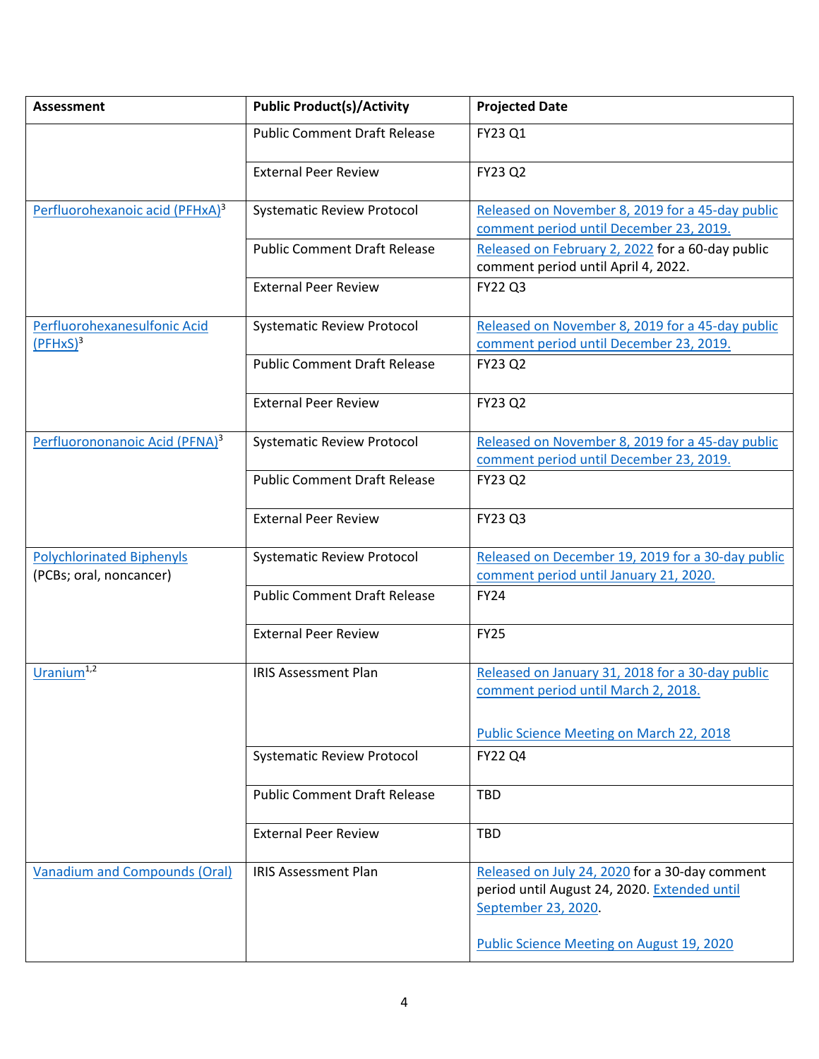| Assessment | Public Product(s)/Activity | Projected Date |
|---|---|---|
| | Public Comment Draft Release | FY23 Q1 |
| | External Peer Review | FY23 Q2 |
| Perfluorohexanoic acid (PFHxA)[3] | Systematic Review Protocol | Released on November 8, 2019 for a 45-day public comment period until December 23, 2019. |
| | Public Comment Draft Release | Released on February 2, 2022 for a 60-day public comment period until April 4, 2022. |
| | External Peer Review | FY22 Q3 |
| Perfluorohexanesulfonic Acid (PFHxS)[3] | Systematic Review Protocol | Released on November 8, 2019 for a 45-day public comment period until December 23, 2019. |
| | Public Comment Draft Release | FY23 Q2 |
| | External Peer Review | FY23 Q2 |
| Perfluorononanoic Acid (PFNA)[3] | Systematic Review Protocol | Released on November 8, 2019 for a 45-day public comment period until December 23, 2019. |
| | Public Comment Draft Release | FY23 Q2 |
| | External Peer Review | FY23 Q3 |
| Polychlorinated Biphenyls (PCBs; oral, noncancer) | Systematic Review Protocol | Released on December 19, 2019 for a 30-day public comment period until January 21, 2020. |
| | Public Comment Draft Release | FY24 |
| | External Peer Review | FY25 |
| Uranium[1,2] | IRIS Assessment Plan | Released on January 31, 2018 for a 30-day public comment period until March 2, 2018. Public Science Meeting on March 22, 2018 |
| | Systematic Review Protocol | FY22 Q4 |
| | Public Comment Draft Release | TBD |
| | External Peer Review | TBD |
| Vanadium and Compounds (Oral) | IRIS Assessment Plan | Released on July 24, 2020 for a 30-day comment period until August 24, 2020. Extended until September 23, 2020. Public Science Meeting on August 19, 2020 |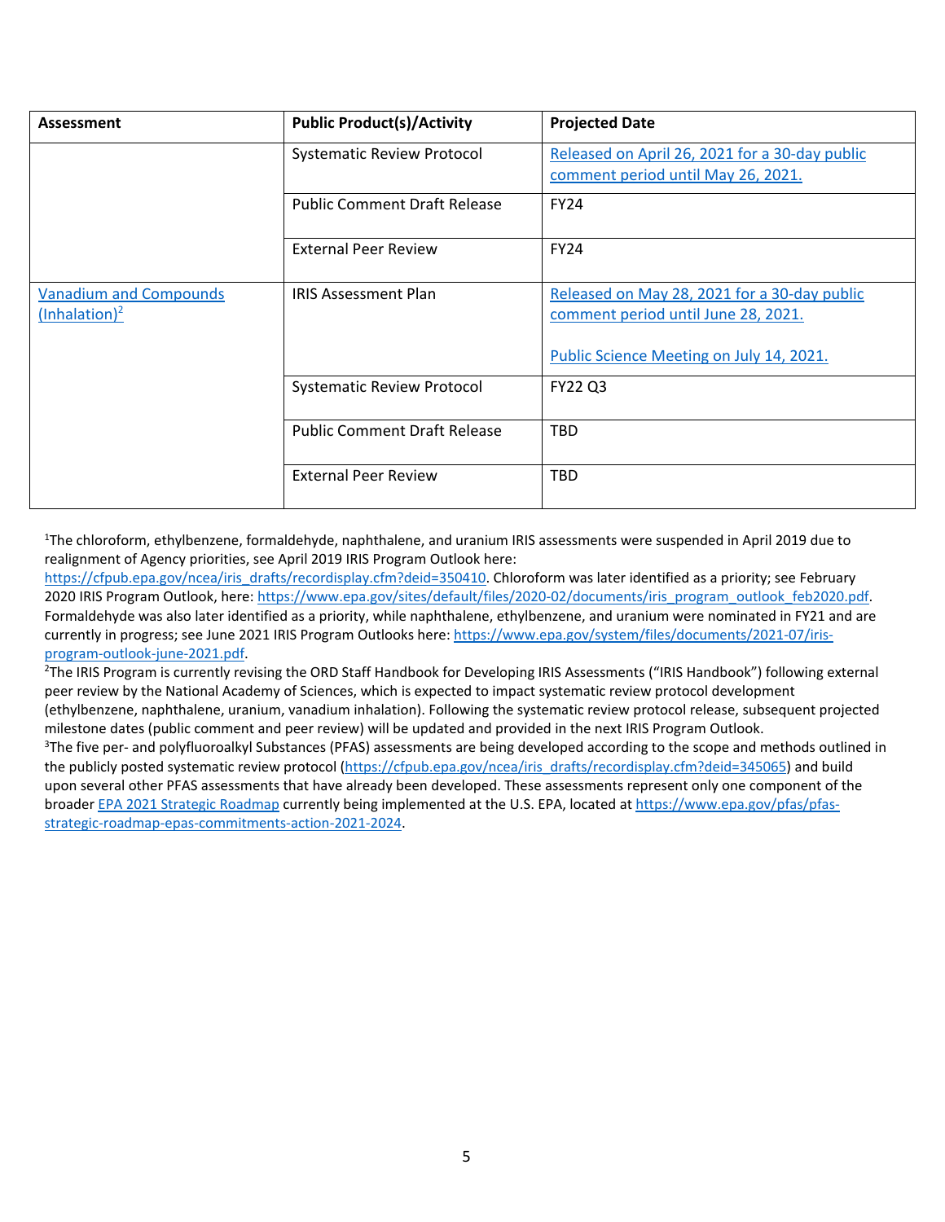| Assessment | Public Product(s)/Activity | Projected Date |
|---|---|---|
| | Systematic Review Protocol | Released on April 26, 2021 for a 30-day public comment period until May 26, 2021. |
| | Public Comment Draft Release | FY24 |
| | External Peer Review | FY24 |
| Vanadium and Compounds (Inhalation)[2] | IRIS Assessment Plan | Released on May 28, 2021 for a 30-day public comment period until June 28, 2021. Public Science Meeting on July 14, 2021. |
| | Systematic Review Protocol | FY22 Q3 |
| | Public Comment Draft Release | TBD |
| | External Peer Review | TBD |

[1]The chloroform, ethylbenzene, formaldehyde, naphthalene, and uranium IRIS assessments were suspended in April 2019 due to realignment of Agency priorities, see April 2019 IRIS Program Outlook here: https://cfpub.epa.gov/ncea/iris_drafts/recordisplay.cfm?deid=350410. Chloroform was later identified as a priority; see February 2020 IRIS Program Outlook, here: https://www.epa.gov/sites/default/files/2020-02/documents/iris_program_outlook_feb2020.pdf. Formaldehyde was also later identified as a priority, while naphthalene, ethylbenzene, and uranium were nominated in FY21 and are currently in progress; see June 2021 IRIS Program Outlooks here: https://www.epa.gov/system/files/documents/2021-07/iris-program-outlook-june-2021.pdf.

[2]The IRIS Program is currently revising the ORD Staff Handbook for Developing IRIS Assessments ("IRIS Handbook") following external peer review by the National Academy of Sciences, which is expected to impact systematic review protocol development (ethylbenzene, naphthalene, uranium, vanadium inhalation). Following the systematic review protocol release, subsequent projected milestone dates (public comment and peer review) will be updated and provided in the next IRIS Program Outlook.

[3]The five per- and polyfluoroalkyl Substances (PFAS) assessments are being developed according to the scope and methods outlined in the publicly posted systematic review protocol (https://cfpub.epa.gov/ncea/iris_drafts/recordisplay.cfm?deid=345065) and build upon several other PFAS assessments that have already been developed. These assessments represent only one component of the broader EPA 2021 Strategic Roadmap currently being implemented at the U.S. EPA, located at https://www.epa.gov/pfas/pfas-strategic-roadmap-epas-commitments-action-2021-2024.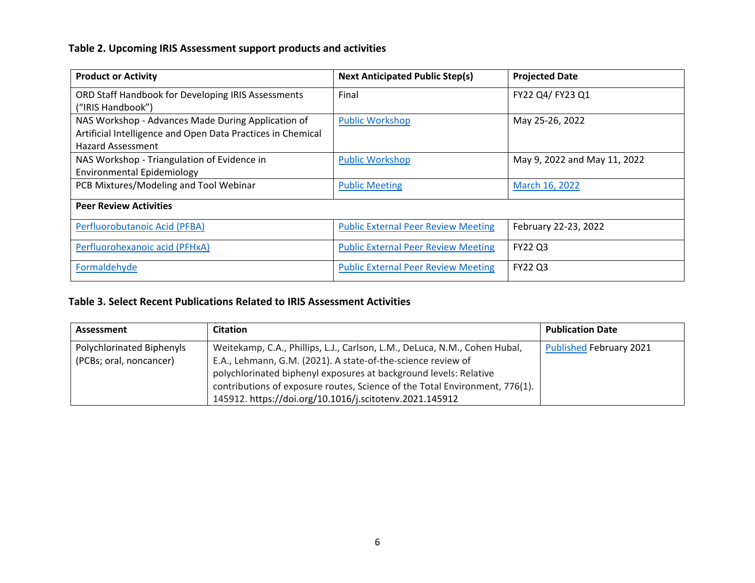**Table 2. Upcoming IRIS Assessment support products and activities**

| Product or Activity | Next Anticipated Public Step(s) | Projected Date |
|---|---|---|
| ORD Staff Handbook for Developing IRIS Assessments ("IRIS Handbook") | Final | FY22 Q4/ FY23 Q1 |
| NAS Workshop - Advances Made During Application of Artificial Intelligence and Open Data Practices in Chemical Hazard Assessment | Public Workshop | May 25-26, 2022 |
| NAS Workshop - Triangulation of Evidence in Environmental Epidemiology | Public Workshop | May 9, 2022 and May 11, 2022 |
| PCB Mixtures/Modeling and Tool Webinar | Public Meeting | March 16, 2022 |
| **Peer Review Activities** | | |
| Perfluorobutanoic Acid (PFBA) | Public External Peer Review Meeting | February 22-23, 2022 |
| Perfluorohexanoic acid (PFHxA) | Public External Peer Review Meeting | FY22 Q3 |
| Formaldehyde | Public External Peer Review Meeting | FY22 Q3 |

**Table 3. Select Recent Publications Related to IRIS Assessment Activities**

| Assessment | Citation | Publication Date |
|---|---|---|
| Polychlorinated Biphenyls (PCBs; oral, noncancer) | Weitekamp, C.A., Phillips, L.J., Carlson, L.M., DeLuca, N.M., Cohen Hubal, E.A., Lehmann, G.M. (2021). A state-of-the-science review of polychlorinated biphenyl exposures at background levels: Relative contributions of exposure routes, Science of the Total Environment, 776(1). 145912. https://doi.org/10.1016/j.scitotenv.2021.145912 | Published February 2021 |